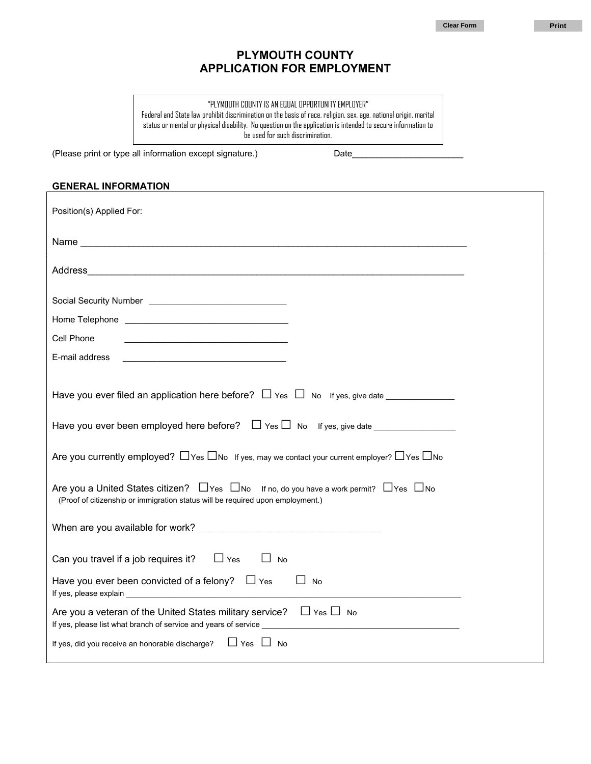# PLYMOUTH COUNTY
# APPLICATION FOR EMPLOYMENT

> "PLYMOUTH COUNTY IS AN EQUAL OPPORTUNITY EMPLOYER"
> Federal and State law prohibit discrimination on the basis of race, religion, sex, age, national origin, marital status or mental or physical disability. No question on the application is intended to secure information to be used for such discrimination.

(Please print or type all information except signature.) Date_______________________

## GENERAL INFORMATION

Position(s) Applied For:

Name ___________________________________________________________________________

Address__________________________________________________________________________

Social Security Number ____________________________

Home Telephone ________________________________

Cell Phone ________________________________

E-mail address ________________________________

Have you ever filed an application here before? ☐ Yes ☐ No If yes, give date _______________

Have you ever been employed here before? ☐ Yes ☐ No If yes, give date __________________

Are you currently employed? ☐Yes ☐No If yes, may we contact your current employer? ☐Yes ☐No

Are you a United States citizen? ☐Yes ☐No If no, do you have a work permit? ☐Yes ☐No
(Proof of citizenship or immigration status will be required upon employment.)

When are you available for work? ___________________________________

Can you travel if a job requires it? ☐ Yes ☐ No

Have you ever been convicted of a felony? ☐ Yes ☐ No
If yes, please explain ______________________________________________________________________

Are you a veteran of the United States military service? ☐ Yes ☐ No
If yes, please list what branch of service and years of service ________________________________________

If yes, did you receive an honorable discharge? ☐ Yes ☐ No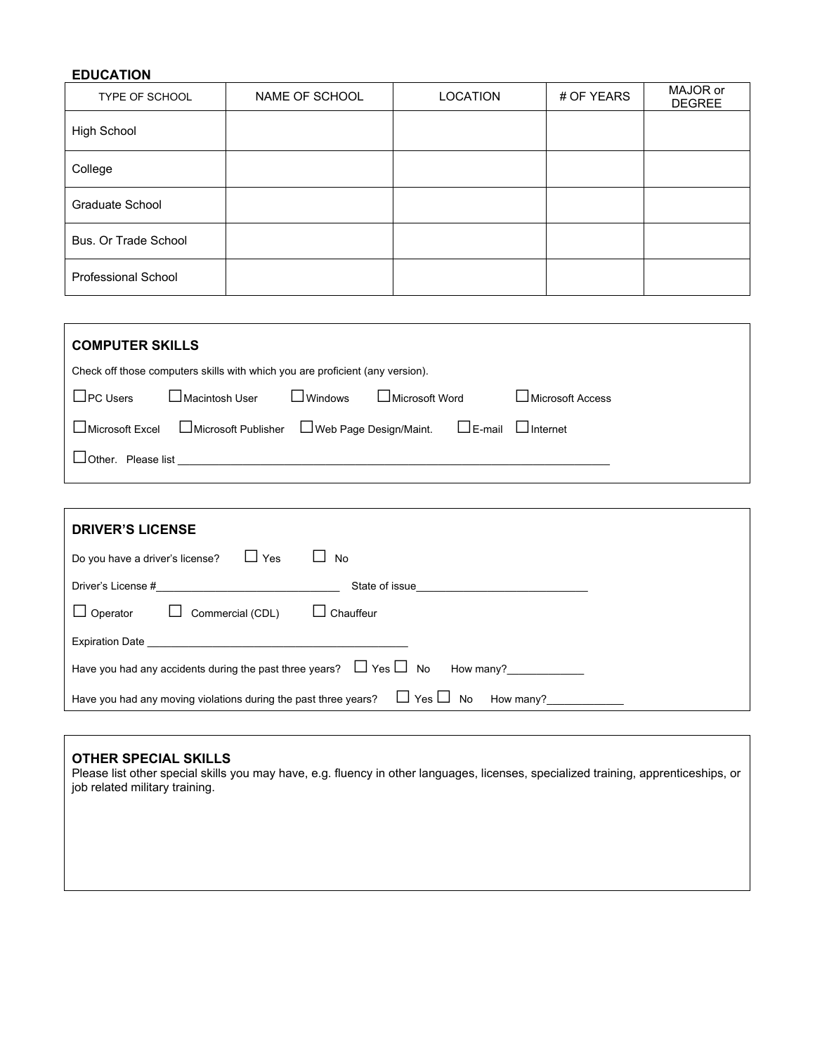## EDUCATION

| TYPE OF SCHOOL | NAME OF SCHOOL | LOCATION | # OF YEARS | MAJOR or DEGREE |
|---|---|---|---|---|
| High School | | | | |
| College | | | | |
| Graduate School | | | | |
| Bus. Or Trade School | | | | |
| Professional School | | | | |

## COMPUTER SKILLS

Check off those computers skills with which you are proficient (any version).

☐ PC Users ☐ Macintosh User ☐ Windows ☐ Microsoft Word ☐ Microsoft Access

☐ Microsoft Excel ☐ Microsoft Publisher ☐ Web Page Design/Maint. ☐ E-mail ☐ Internet

☐ Other. Please list ______________________________________________

## DRIVER'S LICENSE

Do you have a driver's license? ☐ Yes ☐ No

Driver's License #______________________ State of issue______________________

☐ Operator ☐ Commercial (CDL) ☐ Chauffeur

Expiration Date ______________________________

Have you had any accidents during the past three years? ☐ Yes ☐ No How many?__________

Have you had any moving violations during the past three years? ☐ Yes ☐ No How many?__________

## OTHER SPECIAL SKILLS

Please list other special skills you may have, e.g. fluency in other languages, licenses, specialized training, apprenticeships, or job related military training.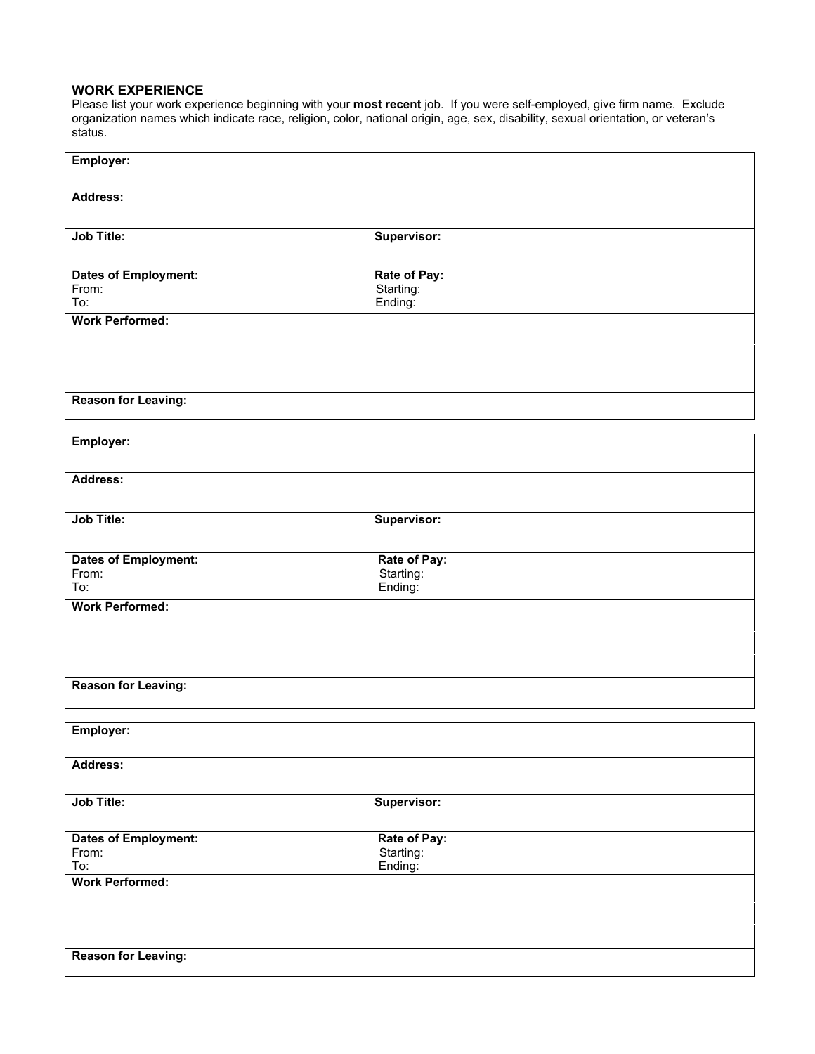## WORK EXPERIENCE

Please list your work experience beginning with your **most recent** job. If you were self-employed, give firm name. Exclude organization names which indicate race, religion, color, national origin, age, sex, disability, sexual orientation, or veteran's status.

| | |
|---|---|
| **Employer:** | |
| **Address:** | |
| **Job Title:** | **Supervisor:** |
| **Dates of Employment:**<br>From:<br>To: | **Rate of Pay:**<br>Starting:<br>Ending: |
| **Work Performed:** | |
| **Reason for Leaving:** | |

| | |
|---|---|
| **Employer:** | |
| **Address:** | |
| **Job Title:** | **Supervisor:** |
| **Dates of Employment:**<br>From:<br>To: | **Rate of Pay:**<br>Starting:<br>Ending: |
| **Work Performed:** | |
| **Reason for Leaving:** | |

| | |
|---|---|
| **Employer:** | |
| **Address:** | |
| **Job Title:** | **Supervisor:** |
| **Dates of Employment:**<br>From:<br>To: | **Rate of Pay:**<br>Starting:<br>Ending: |
| **Work Performed:** | |
| **Reason for Leaving:** | |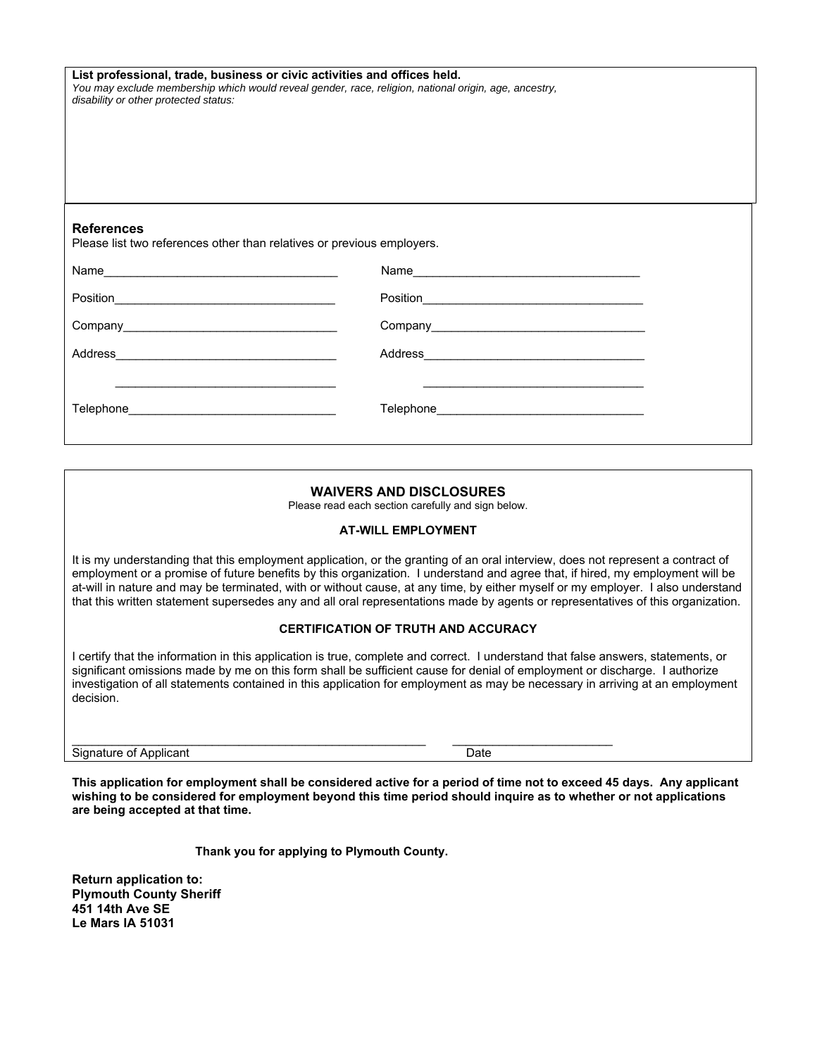**List professional, trade, business or civic activities and offices held.**
*You may exclude membership which would reveal gender, race, religion, national origin, age, ancestry, disability or other protected status:*

## References

Please list two references other than relatives or previous employers.

| | |
|---|---|
| Name___________________________________ | Name__________________________________ |
| Position_________________________________ | Position_________________________________ |
| Company________________________________ | Company________________________________ |
| Address_________________________________ | Address_________________________________ |
| _________________________________ | _________________________________ |
| Telephone_______________________________ | Telephone_______________________________ |

## WAIVERS AND DISCLOSURES

Please read each section carefully and sign below.

### AT-WILL EMPLOYMENT

It is my understanding that this employment application, or the granting of an oral interview, does not represent a contract of employment or a promise of future benefits by this organization. I understand and agree that, if hired, my employment will be at-will in nature and may be terminated, with or without cause, at any time, by either myself or my employer. I also understand that this written statement supersedes any and all oral representations made by agents or representatives of this organization.

### CERTIFICATION OF TRUTH AND ACCURACY

I certify that the information in this application is true, complete and correct. I understand that false answers, statements, or significant omissions made by me on this form shall be sufficient cause for denial of employment or discharge. I authorize investigation of all statements contained in this application for employment as may be necessary in arriving at an employment decision.

_______________________________________________________ ________________________
Signature of Applicant Date

**This application for employment shall be considered active for a period of time not to exceed 45 days. Any applicant wishing to be considered for employment beyond this time period should inquire as to whether or not applications are being accepted at that time.**

**Thank you for applying to Plymouth County.**

**Return application to:**
**Plymouth County Sheriff**
**451 14th Ave SE**
**Le Mars IA 51031**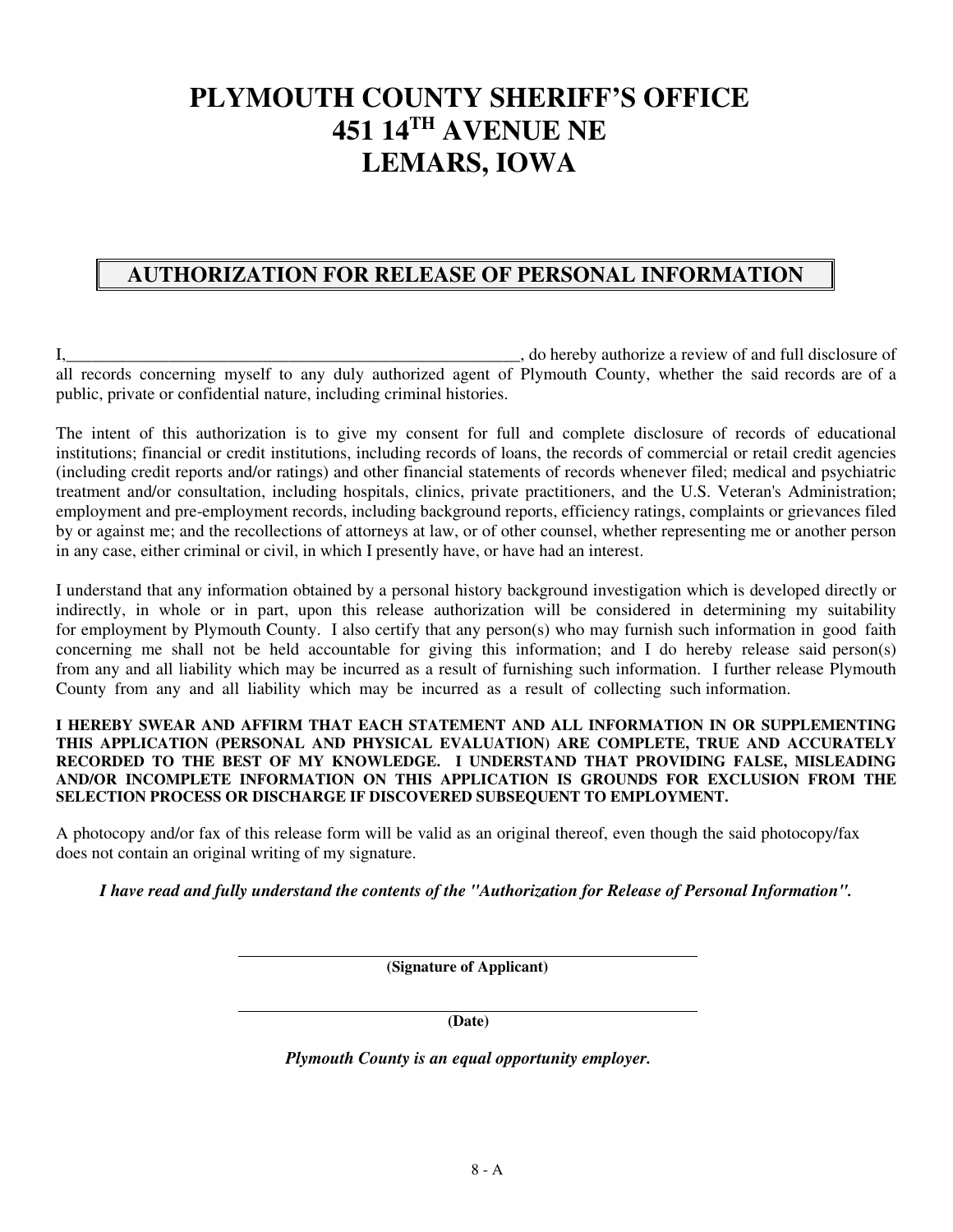# PLYMOUTH COUNTY SHERIFF'S OFFICE
# 451 14TH AVENUE NE
# LEMARS, IOWA

## AUTHORIZATION FOR RELEASE OF PERSONAL INFORMATION

I,________________________________________________________, do hereby authorize a review of and full disclosure of all records concerning myself to any duly authorized agent of Plymouth County, whether the said records are of a public, private or confidential nature, including criminal histories.

The intent of this authorization is to give my consent for full and complete disclosure of records of educational institutions; financial or credit institutions, including records of loans, the records of commercial or retail credit agencies (including credit reports and/or ratings) and other financial statements of records whenever filed; medical and psychiatric treatment and/or consultation, including hospitals, clinics, private practitioners, and the U.S. Veteran's Administration; employment and pre-employment records, including background reports, efficiency ratings, complaints or grievances filed by or against me; and the recollections of attorneys at law, or of other counsel, whether representing me or another person in any case, either criminal or civil, in which I presently have, or have had an interest.

I understand that any information obtained by a personal history background investigation which is developed directly or indirectly, in whole or in part, upon this release authorization will be considered in determining my suitability for employment by Plymouth County. I also certify that any person(s) who may furnish such information in good faith concerning me shall not be held accountable for giving this information; and I do hereby release said person(s) from any and all liability which may be incurred as a result of furnishing such information. I further release Plymouth County from any and all liability which may be incurred as a result of collecting such information.

**I HEREBY SWEAR AND AFFIRM THAT EACH STATEMENT AND ALL INFORMATION IN OR SUPPLEMENTING THIS APPLICATION (PERSONAL AND PHYSICAL EVALUATION) ARE COMPLETE, TRUE AND ACCURATELY RECORDED TO THE BEST OF MY KNOWLEDGE. I UNDERSTAND THAT PROVIDING FALSE, MISLEADING AND/OR INCOMPLETE INFORMATION ON THIS APPLICATION IS GROUNDS FOR EXCLUSION FROM THE SELECTION PROCESS OR DISCHARGE IF DISCOVERED SUBSEQUENT TO EMPLOYMENT.**

A photocopy and/or fax of this release form will be valid as an original thereof, even though the said photocopy/fax does not contain an original writing of my signature.

***I have read and fully understand the contents of the "Authorization for Release of Personal Information".***

________________________________________

**(Signature of Applicant)**

________________________________________

**(Date)**

***Plymouth County is an equal opportunity employer.***